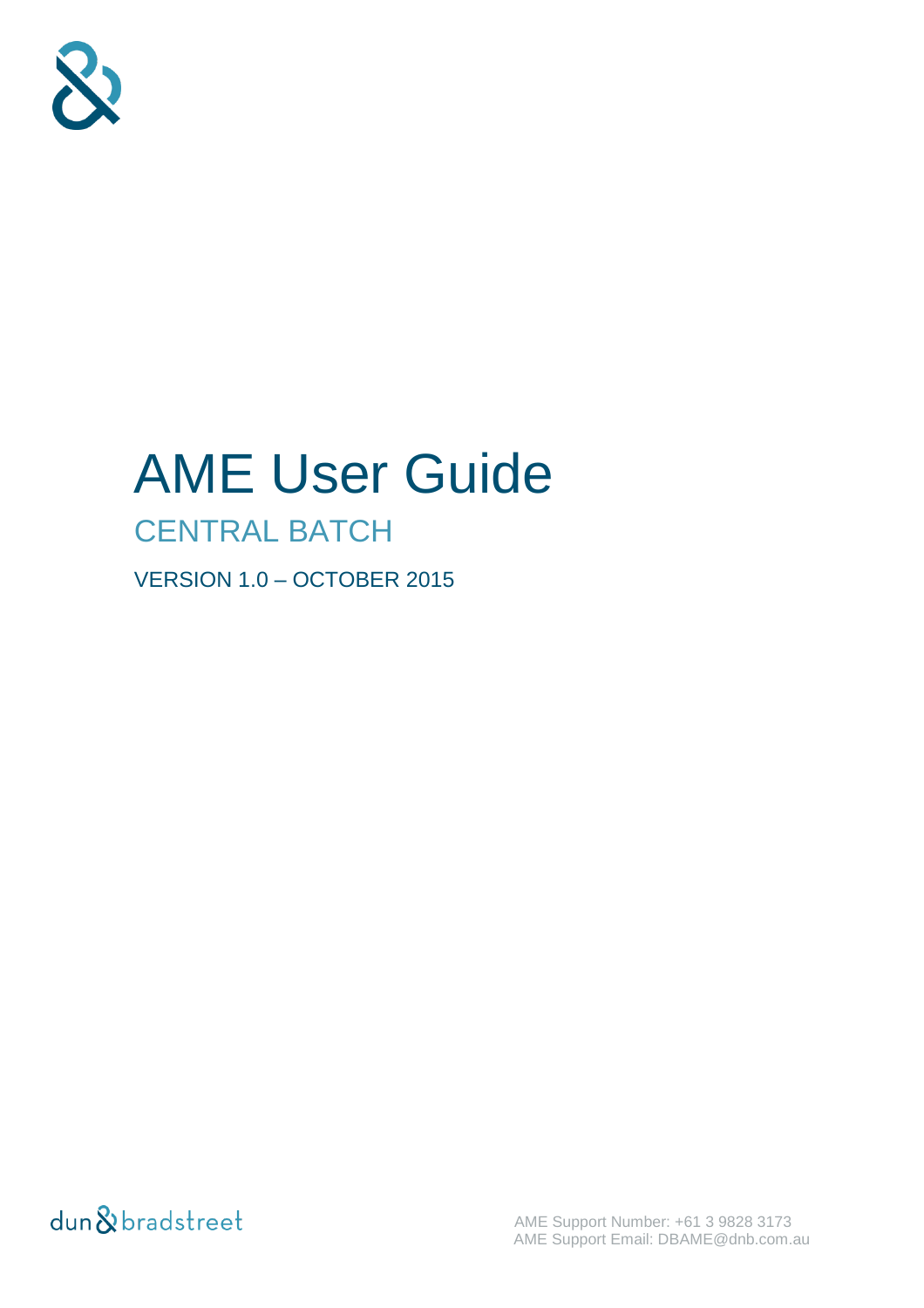# AME User Guide

## CENTRAL BATCH

VERSION 1.0 – OCTOBER 2015

dun & bradstreet

AME Support Number: +61 3 9828 3173
AME Support Email: DBAME@dnb.com.au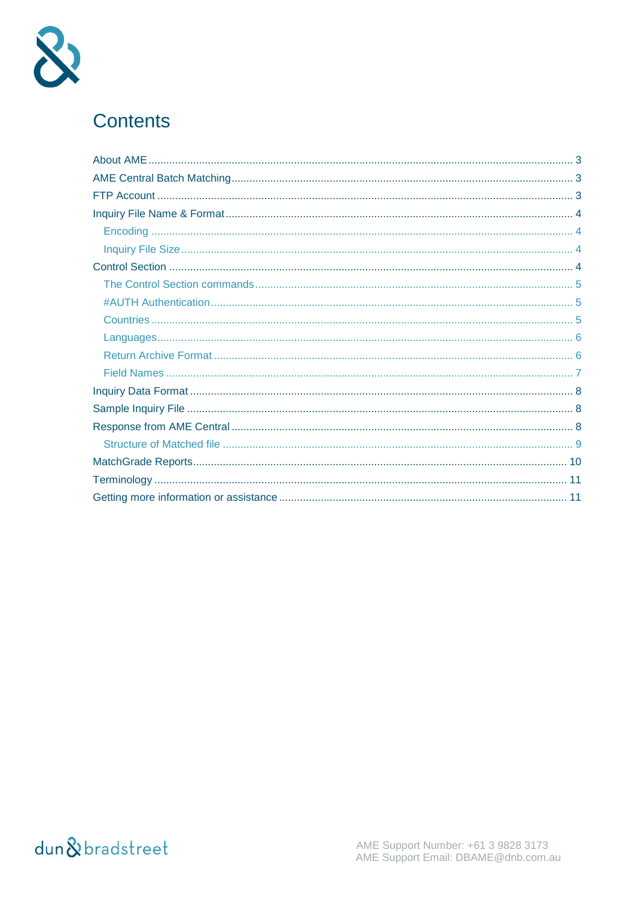# Contents

- About AME ..... 3
- AME Central Batch Matching ..... 3
- FTP Account ..... 3
- Inquiry File Name & Format ..... 4
  - Encoding ..... 4
  - Inquiry File Size ..... 4
- Control Section ..... 4
  - The Control Section commands ..... 5
  - #AUTH Authentication ..... 5
  - Countries ..... 5
  - Languages ..... 6
  - Return Archive Format ..... 6
  - Field Names ..... 7
- Inquiry Data Format ..... 8
- Sample Inquiry File ..... 8
- Response from AME Central ..... 8
  - Structure of Matched file ..... 9
- MatchGrade Reports ..... 10
- Terminology ..... 11
- Getting more information or assistance ..... 11

AME Support Number: +61 3 9828 3173
AME Support Email: DBAME@dnb.com.au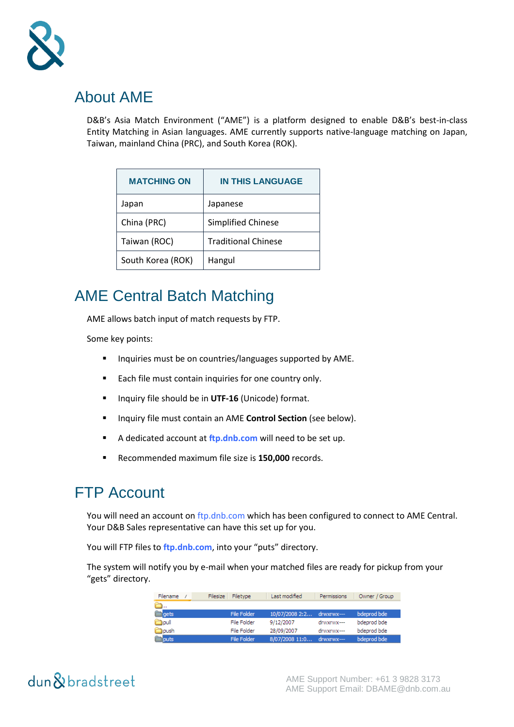## About AME

D&B's Asia Match Environment ("AME") is a platform designed to enable D&B's best-in-class Entity Matching in Asian languages. AME currently supports native-language matching on Japan, Taiwan, mainland China (PRC), and South Korea (ROK).

| MATCHING ON | IN THIS LANGUAGE |
|---|---|
| Japan | Japanese |
| China (PRC) | Simplified Chinese |
| Taiwan (ROC) | Traditional Chinese |
| South Korea (ROK) | Hangul |

## AME Central Batch Matching

AME allows batch input of match requests by FTP.

Some key points:

- Inquiries must be on countries/languages supported by AME.
- Each file must contain inquiries for one country only.
- Inquiry file should be in **UTF-16** (Unicode) format.
- Inquiry file must contain an AME **Control Section** (see below).
- A dedicated account at **ftp.dnb.com** will need to be set up.
- Recommended maximum file size is **150,000** records.

## FTP Account

You will need an account on ftp.dnb.com which has been configured to connect to AME Central. Your D&B Sales representative can have this set up for you.

You will FTP files to **ftp.dnb.com**, into your "puts" directory.

The system will notify you by e-mail when your matched files are ready for pickup from your "gets" directory.

| Filename | Filesize | Filetype | Last modified | Permissions | Owner / Group |
|---|---|---|---|---|---|
| .. | | | | | |
| gets | | File Folder | 10/07/2008 2:2... | drwxrwx--- | bdeprod bde |
| pull | | File Folder | 9/12/2007 | drwxrwx--- | bdeprod bde |
| push | | File Folder | 28/09/2007 | drwxrwx--- | bdeprod bde |
| puts | | File Folder | 8/07/2008 11:0... | drwxrwx--- | bdeprod bde |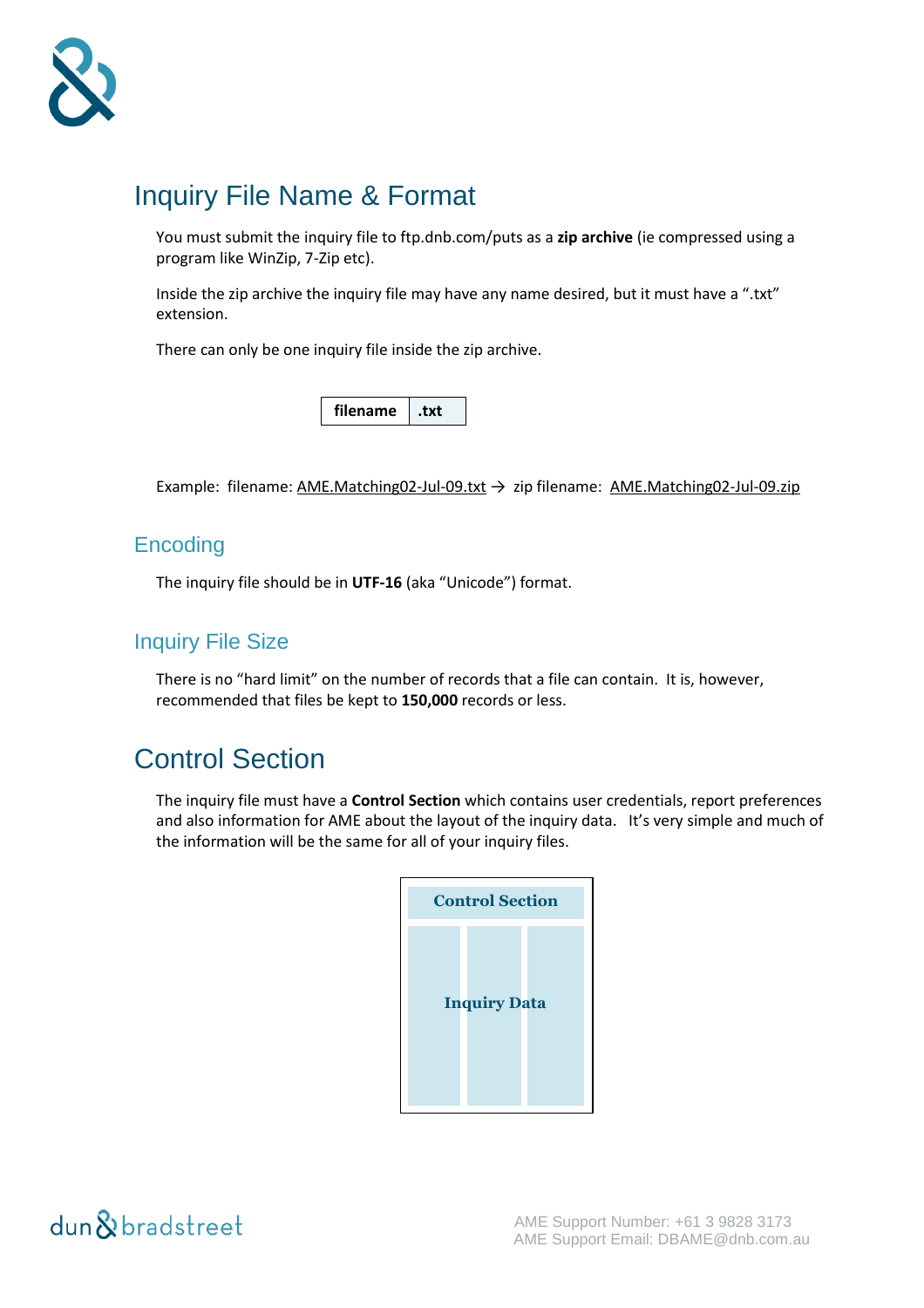# Inquiry File Name & Format

You must submit the inquiry file to ftp.dnb.com/puts as a **zip archive** (ie compressed using a program like WinZip, 7-Zip etc).

Inside the zip archive the inquiry file may have any name desired, but it must have a ".txt" extension.

There can only be one inquiry file inside the zip archive.

| **filename** | **.txt** |
|---|---|

Example: filename: AME.Matching02-Jul-09.txt → zip filename: AME.Matching02-Jul-09.zip

## Encoding

The inquiry file should be in **UTF-16** (aka "Unicode") format.

## Inquiry File Size

There is no "hard limit" on the number of records that a file can contain. It is, however, recommended that files be kept to **150,000** records or less.

# Control Section

The inquiry file must have a **Control Section** which contains user credentials, report preferences and also information for AME about the layout of the inquiry data. It's very simple and much of the information will be the same for all of your inquiry files.

**Control Section**

**Inquiry Data**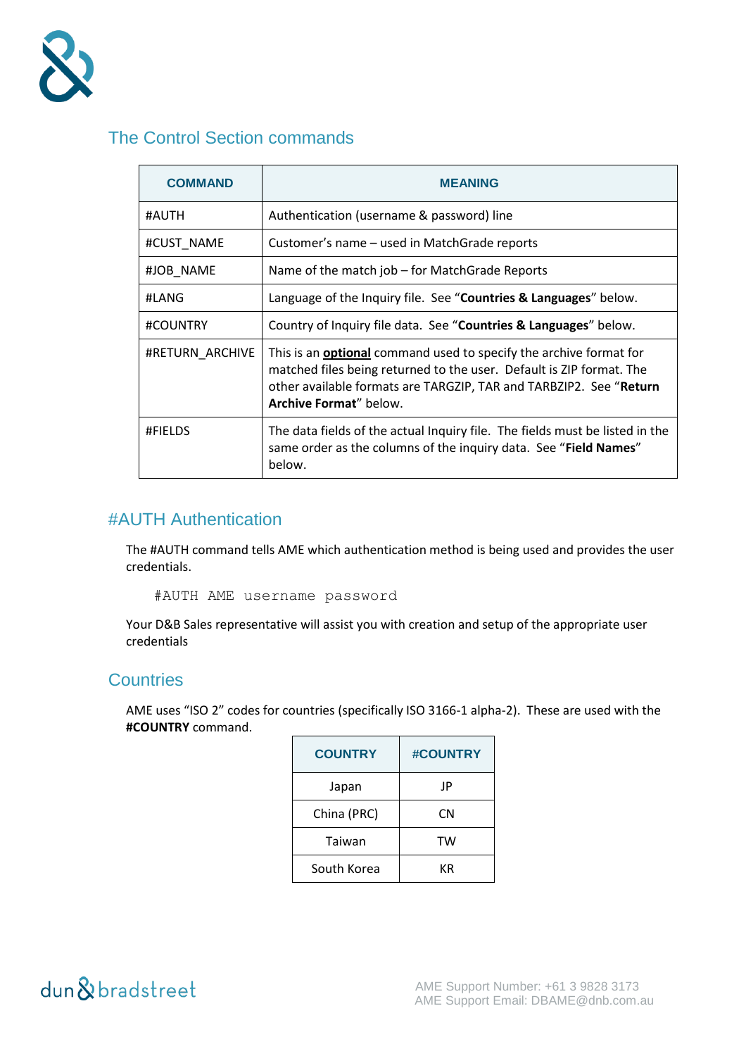## The Control Section commands

| COMMAND | MEANING |
|---|---|
| #AUTH | Authentication (username & password) line |
| #CUST_NAME | Customer's name – used in MatchGrade reports |
| #JOB_NAME | Name of the match job – for MatchGrade Reports |
| #LANG | Language of the Inquiry file. See "**Countries & Languages**" below. |
| #COUNTRY | Country of Inquiry file data. See "**Countries & Languages**" below. |
| #RETURN_ARCHIVE | This is an **optional** command used to specify the archive format for matched files being returned to the user. Default is ZIP format. The other available formats are TARGZIP, TAR and TARBZIP2. See "**Return Archive Format**" below. |
| #FIELDS | The data fields of the actual Inquiry file. The fields must be listed in the same order as the columns of the inquiry data. See "**Field Names**" below. |

## #AUTH Authentication

The #AUTH command tells AME which authentication method is being used and provides the user credentials.

```
#AUTH AME username password
```

Your D&B Sales representative will assist you with creation and setup of the appropriate user credentials

## Countries

AME uses "ISO 2" codes for countries (specifically ISO 3166-1 alpha-2). These are used with the **#COUNTRY** command.

| COUNTRY | #COUNTRY |
|---|---|
| Japan | JP |
| China (PRC) | CN |
| Taiwan | TW |
| South Korea | KR |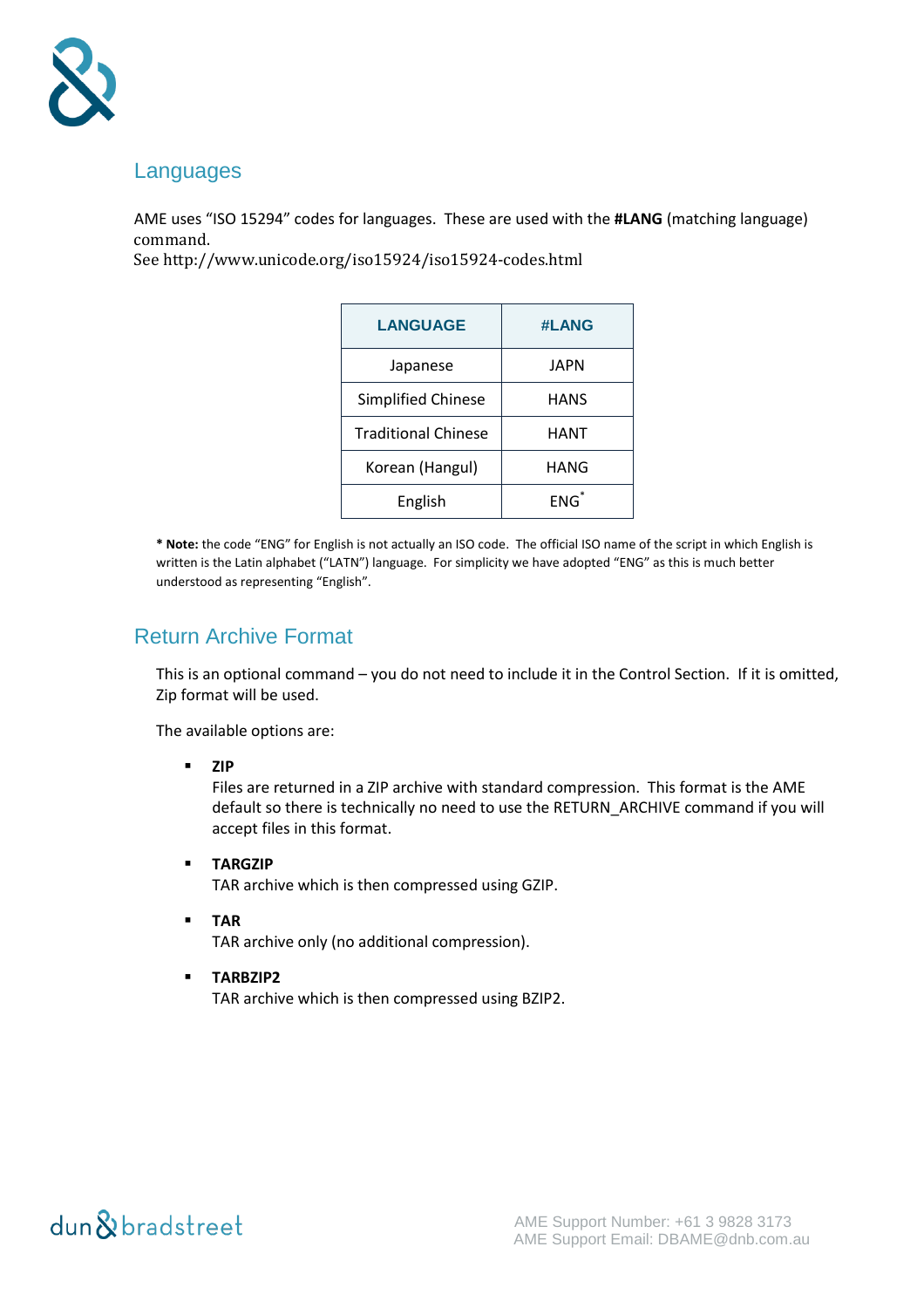## Languages

AME uses "ISO 15294" codes for languages. These are used with the **#LANG** (matching language) command.
See http://www.unicode.org/iso15924/iso15924-codes.html

| LANGUAGE | #LANG |
|---|---|
| Japanese | JAPN |
| Simplified Chinese | HANS |
| Traditional Chinese | HANT |
| Korean (Hangul) | HANG |
| English | ENG* |

**\* Note:** the code "ENG" for English is not actually an ISO code. The official ISO name of the script in which English is written is the Latin alphabet ("LATN") language. For simplicity we have adopted "ENG" as this is much better understood as representing "English".

## Return Archive Format

This is an optional command – you do not need to include it in the Control Section. If it is omitted, Zip format will be used.

The available options are:

- **ZIP**
  Files are returned in a ZIP archive with standard compression. This format is the AME default so there is technically no need to use the RETURN_ARCHIVE command if you will accept files in this format.

- **TARGZIP**
  TAR archive which is then compressed using GZIP.

- **TAR**
  TAR archive only (no additional compression).

- **TARBZIP2**
  TAR archive which is then compressed using BZIP2.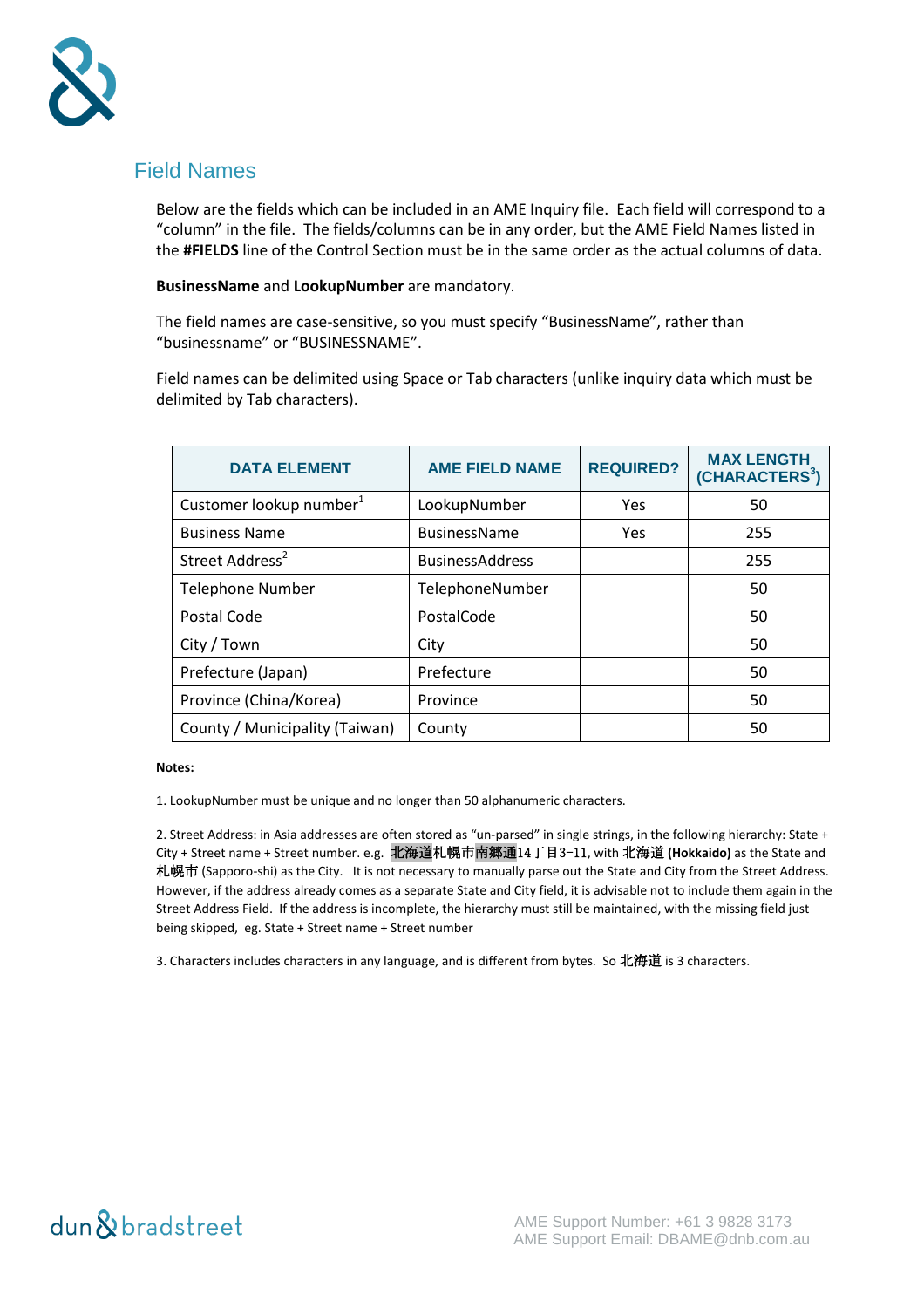## Field Names

Below are the fields which can be included in an AME Inquiry file. Each field will correspond to a "column" in the file. The fields/columns can be in any order, but the AME Field Names listed in the **#FIELDS** line of the Control Section must be in the same order as the actual columns of data.

**BusinessName** and **LookupNumber** are mandatory.

The field names are case-sensitive, so you must specify "BusinessName", rather than "businessname" or "BUSINESSNAME".

Field names can be delimited using Space or Tab characters (unlike inquiry data which must be delimited by Tab characters).

| DATA ELEMENT | AME FIELD NAME | REQUIRED? | MAX LENGTH (CHARACTERS[3]) |
|---|---|---|---|
| Customer lookup number[1] | LookupNumber | Yes | 50 |
| Business Name | BusinessName | Yes | 255 |
| Street Address[2] | BusinessAddress | | 255 |
| Telephone Number | TelephoneNumber | | 50 |
| Postal Code | PostalCode | | 50 |
| City / Town | City | | 50 |
| Prefecture (Japan) | Prefecture | | 50 |
| Province (China/Korea) | Province | | 50 |
| County / Municipality (Taiwan) | County | | 50 |

**Notes:**

1. LookupNumber must be unique and no longer than 50 alphanumeric characters.

2. Street Address: in Asia addresses are often stored as "un-parsed" in single strings, in the following hierarchy: State + City + Street name + Street number. e.g. 北海道札幌市南郷通14丁目3−11, with 北海道 **(Hokkaido)** as the State and 札幌市 (Sapporo-shi) as the City. It is not necessary to manually parse out the State and City from the Street Address. However, if the address already comes as a separate State and City field, it is advisable not to include them again in the Street Address Field. If the address is incomplete, the hierarchy must still be maintained, with the missing field just being skipped, eg. State + Street name + Street number

3. Characters includes characters in any language, and is different from bytes. So 北海道 is 3 characters.

AME Support Number: +61 3 9828 3173
AME Support Email: DBAME@dnb.com.au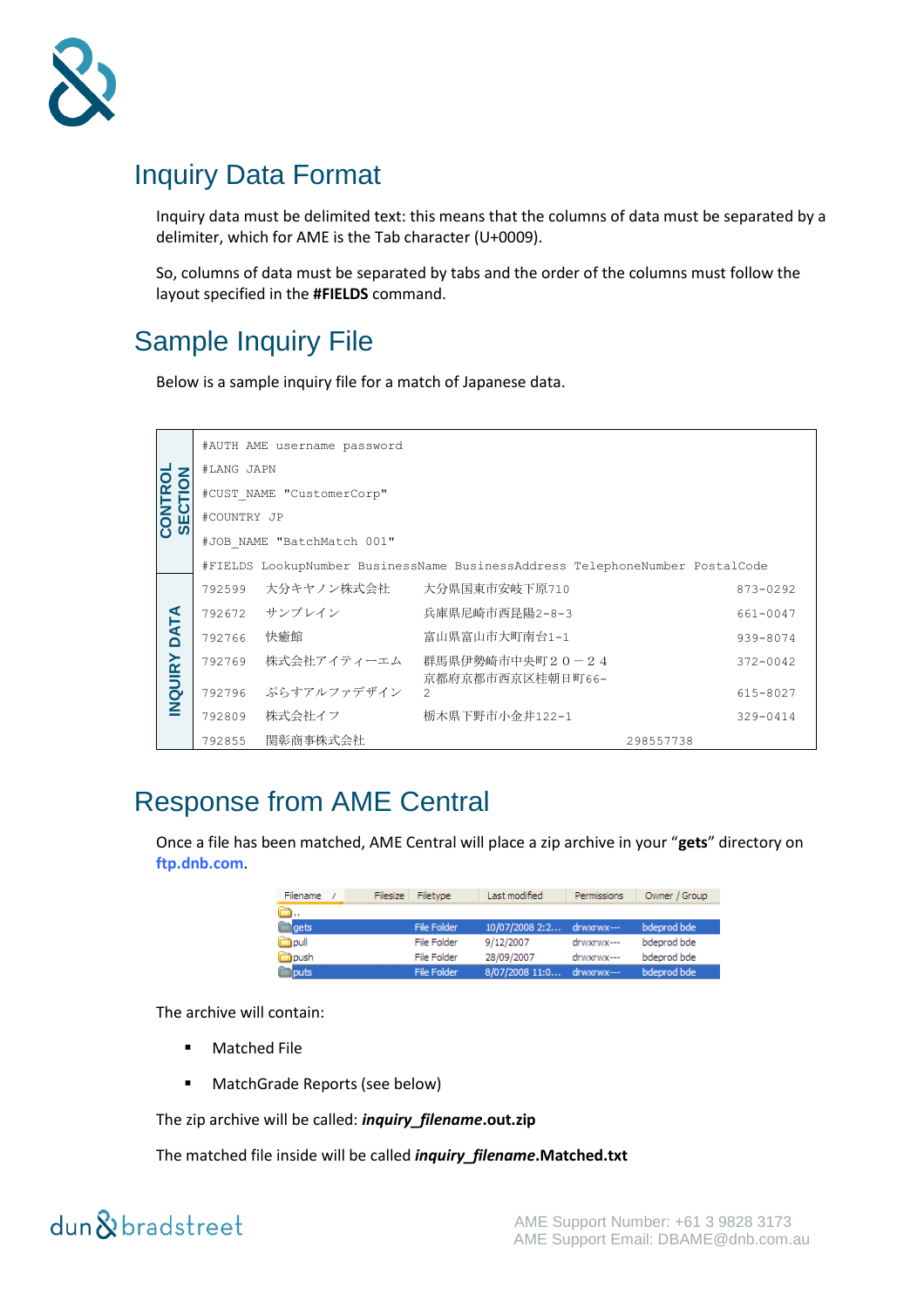# Inquiry Data Format

Inquiry data must be delimited text: this means that the columns of data must be separated by a delimiter, which for AME is the Tab character (U+0009).

So, columns of data must be separated by tabs and the order of the columns must follow the layout specified in the **#FIELDS** command.

# Sample Inquiry File

Below is a sample inquiry file for a match of Japanese data.

| | | | | | |
|---|---|---|---|---|---|
| CONTROL SECTION | #AUTH AME username password | | | | |
| | #LANG JAPN | | | | |
| | #CUST_NAME "CustomerCorp" | | | | |
| | #COUNTRY JP | | | | |
| | #JOB_NAME "BatchMatch 001" | | | | |
| | #FIELDS LookupNumber BusinessName BusinessAddress TelephoneNumber PostalCode | | | | |
| INQUIRY DATA | 792599 | 大分キヤノン株式会社 | 大分県国東市安岐下原710 | | 873-0292 |
| | 792672 | サンブレイン | 兵庫県尼崎市西昆陽2-8-3 | | 661-0047 |
| | 792766 | 快癒館 | 富山県富山市大町南台1-1 | | 939-8074 |
| | 792769 | 株式会社アイティーエム | 群馬県伊勢崎市中央町２０－２４ | | 372-0042 |
| | 792796 | ぷらすアルファデザイン | 京都府京都市西京区桂朝日町66-2 | | 615-8027 |
| | 792809 | 株式会社イフ | 栃木県下野市小金井122-1 | | 329-0414 |
| | 792855 | 関彰商事株式会社 | | 298557738 | |

# Response from AME Central

Once a file has been matched, AME Central will place a zip archive in your "**gets**" directory on **ftp.dnb.com**.

| Filename | Filesize | Filetype | Last modified | Permissions | Owner / Group |
|---|---|---|---|---|---|
| .. | | | | | |
| gets | | File Folder | 10/07/2008 2:2... | drwxrwx--- | bdeprod bde |
| pull | | File Folder | 9/12/2007 | drwxrwx--- | bdeprod bde |
| push | | File Folder | 28/09/2007 | drwxrwx--- | bdeprod bde |
| puts | | File Folder | 8/07/2008 11:0... | drwxrwx--- | bdeprod bde |

The archive will contain:

- Matched File
- MatchGrade Reports (see below)

The zip archive will be called: ***inquiry_filename*.out.zip**

The matched file inside will be called ***inquiry_filename*.Matched.txt**

AME Support Number: +61 3 9828 3173
AME Support Email: DBAME@dnb.com.au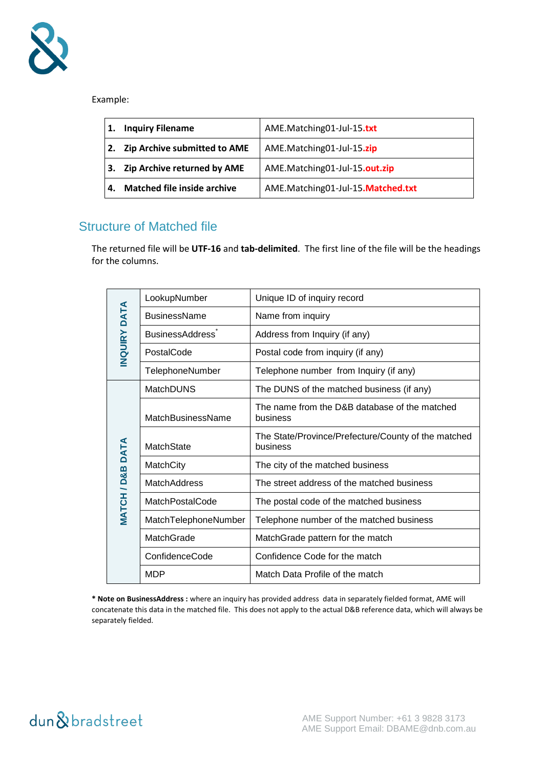Example:

| | |
|---|---|
| **1. Inquiry Filename** | AME.Matching01-Jul-15.**txt** |
| **2. Zip Archive submitted to AME** | AME.Matching01-Jul-15.**zip** |
| **3. Zip Archive returned by AME** | AME.Matching01-Jul-15.**out.zip** |
| **4. Matched file inside archive** | AME.Matching01-Jul-15.**Matched.txt** |

## Structure of Matched file

The returned file will be **UTF-16** and **tab-delimited**. The first line of the file will be the headings for the columns.

| | | |
|---|---|---|
| **INQUIRY DATA** | LookupNumber | Unique ID of inquiry record |
| | BusinessName | Name from inquiry |
| | BusinessAddress* | Address from Inquiry (if any) |
| | PostalCode | Postal code from inquiry (if any) |
| | TelephoneNumber | Telephone number from Inquiry (if any) |
| **MATCH / D&B DATA** | MatchDUNS | The DUNS of the matched business (if any) |
| | MatchBusinessName | The name from the D&B database of the matched business |
| | MatchState | The State/Province/Prefecture/County of the matched business |
| | MatchCity | The city of the matched business |
| | MatchAddress | The street address of the matched business |
| | MatchPostalCode | The postal code of the matched business |
| | MatchTelephoneNumber | Telephone number of the matched business |
| | MatchGrade | MatchGrade pattern for the match |
| | ConfidenceCode | Confidence Code for the match |
| | MDP | Match Data Profile of the match |

**\* Note on BusinessAddress :** where an inquiry has provided address data in separately fielded format, AME will concatenate this data in the matched file. This does not apply to the actual D&B reference data, which will always be separately fielded.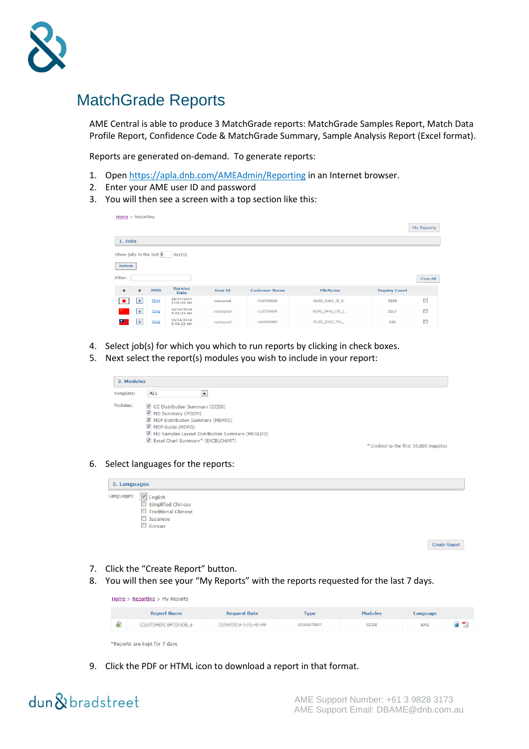# MatchGrade Reports

AME Central is able to produce 3 MatchGrade reports: MatchGrade Samples Report, Match Data Profile Report, Confidence Code & MatchGrade Summary, Sample Analysis Report (Excel format).

Reports are generated on-demand. To generate reports:

1. Open https://apla.dnb.com/AMEAdmin/Reporting in an Internet browser.
2. Enter your AME user ID and password
3. You will then see a screen with a top section like this:

Home > Reporting

My Reports

1. Jobs

Show jobs in the last 6 day(s)

Refresh

Filter:

Clear All

| | | JMID | Receive Date | User Id | Customer Name | FileName | Inquiry Count | |
|---|---|---|---|---|---|---|---|---|
| | B | 7044 | 18/04/2014 5:08:40 AM | | | | 5330 | |
| | B | 7043 | 18/04/2014 5:08:24 AM | | | | 3517 | |
| | B | 7042 | 18/04/2014 5:08:23 AM | | | | 330 | |

4. Select job(s) for which you which to run reports by clicking in check boxes.
5. Next select the report(s) modules you wish to include in your report:

2. Modules

Template: ALL

Modules:
- CC Distribution Summary (CCDS)
- MG Summary (MGSM)
- MDP Distribution Summary (MDPDS)
- MDP Guide (MDPG)
- MG Samples Layout Distribution Summary (MGSLDS)
- Excel Chart Summary* (EXCELCHART)

\* Limited to the first 30,000 inquiries

6. Select languages for the reports:

3. Languages

Languages:
- English
- Simplified Chinese
- Traditional Chinese
- Japanese
- Korean

Create Report

7. Click the "Create Report" button.
8. You will then see your "My Reports" with the reports requested for the last 7 days.

Home > Reporting > My Reports

| | Report Name | Request Date | Type | Modules | Language | |
|---|---|---|---|---|---|---|
| | | | | CCDS | ENG | |

\*Reports are kept for 7 days

9. Click the PDF or HTML icon to download a report in that format.

AME Support Number: +61 3 9828 3173
AME Support Email: DBAME@dnb.com.au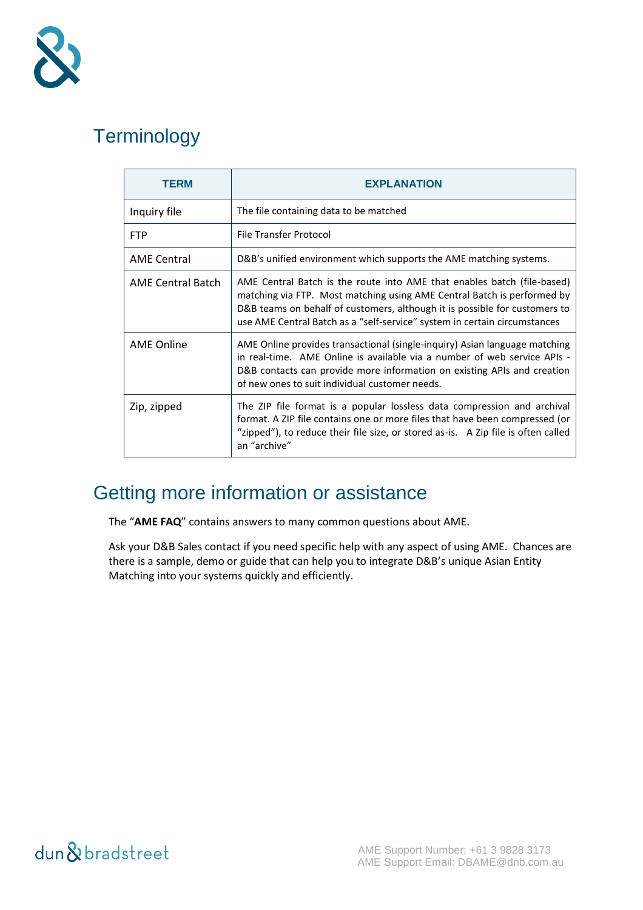## Terminology

| TERM | EXPLANATION |
|---|---|
| Inquiry file | The file containing data to be matched |
| FTP | File Transfer Protocol |
| AME Central | D&B's unified environment which supports the AME matching systems. |
| AME Central Batch | AME Central Batch is the route into AME that enables batch (file-based) matching via FTP. Most matching using AME Central Batch is performed by D&B teams on behalf of customers, although it is possible for customers to use AME Central Batch as a "self-service" system in certain circumstances |
| AME Online | AME Online provides transactional (single-inquiry) Asian language matching in real-time. AME Online is available via a number of web service APIs - D&B contacts can provide more information on existing APIs and creation of new ones to suit individual customer needs. |
| Zip, zipped | The ZIP file format is a popular lossless data compression and archival format. A ZIP file contains one or more files that have been compressed (or "zipped"), to reduce their file size, or stored as-is. A Zip file is often called an "archive" |

## Getting more information or assistance

The "**AME FAQ**" contains answers to many common questions about AME.

Ask your D&B Sales contact if you need specific help with any aspect of using AME. Chances are there is a sample, demo or guide that can help you to integrate D&B's unique Asian Entity Matching into your systems quickly and efficiently.

AME Support Number: +61 3 9828 3173
AME Support Email: DBAME@dnb.com.au